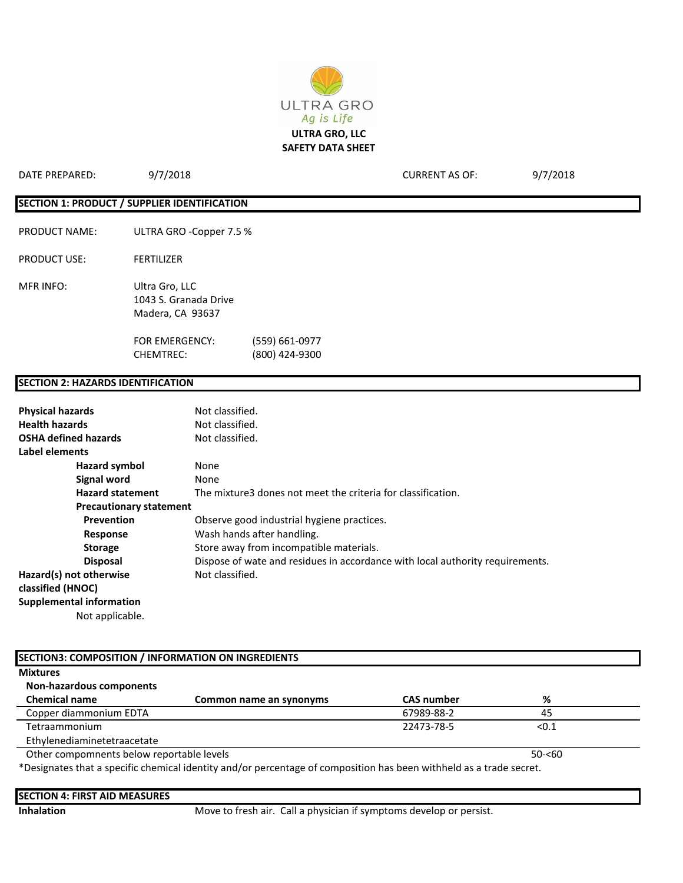ULTRA GRO

*Ag is Life*

**ULTRA GRO, LLC**

**SAFETY DATA SHEET**

DATE PREPARED: 9/7/2018 CURRENT AS OF: 9/7/2018

## SECTION 1: PRODUCT / SUPPLIER IDENTIFICATION

PRODUCT NAME: ULTRA GRO -Copper 7.5 %

PRODUCT USE: FERTILIZER

MFR INFO: Ultra Gro, LLC
1043 S. Granada Drive
Madera, CA 93637

FOR EMERGENCY: (559) 661-0977
CHEMTREC: (800) 424-9300

## SECTION 2: HAZARDS IDENTIFICATION

**Physical hazards** Not classified.
**Health hazards** Not classified.
**OSHA defined hazards** Not classified.
**Label elements**
- **Hazard symbol** None
- **Signal word** None
- **Hazard statement** The mixture3 dones not meet the criteria for classification.
- **Precautionary statement**
  - **Prevention** Observe good industrial hygiene practices.
  - **Response** Wash hands after handling.
  - **Storage** Store away from incompatible materials.
  - **Disposal** Dispose of wate and residues in accordance with local authority requirements.

**Hazard(s) not otherwise classified (HNOC)** Not classified.
**Supplemental information**
Not applicable.

## SECTION3: COMPOSITION / INFORMATION ON INGREDIENTS

**Mixtures**

**Non-hazardous components**

| Chemical name | Common name an synonyms | CAS number | % |
|---|---|---|---|
| Copper diammonium EDTA | | 67989-88-2 | 45 |
| Tetraammonium Ethylenediaminetetraacetate | | 22473-78-5 | <0.1 |
| Other compomnents below reportable levels | | | 50-<60 |

*Designates that a specific chemical identity and/or percentage of composition has been withheld as a trade secret.

## SECTION 4: FIRST AID MEASURES

**Inhalation** Move to fresh air. Call a physician if symptoms develop or persist.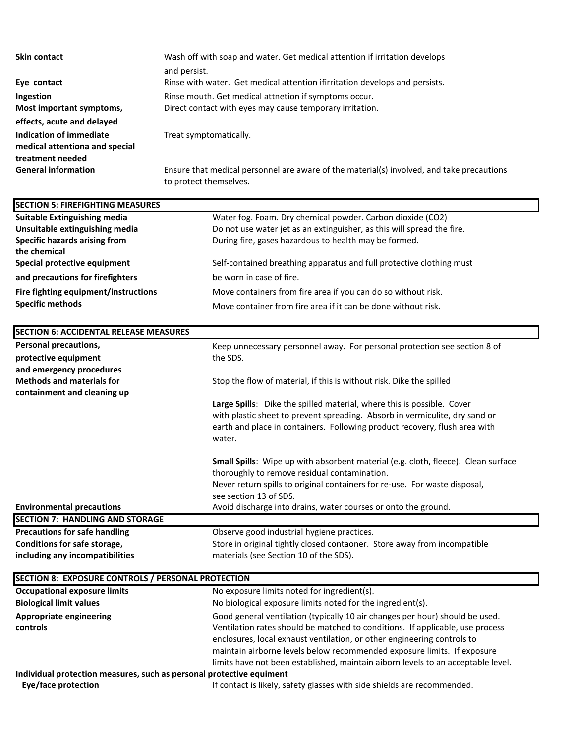| | |
|---|---|
| **Skin contact** | Wash off with soap and water. Get medical attention if irritation develops and persist. |
| **Eye contact** | Rinse with water. Get medical attention ifirritation develops and persists. |
| **Ingestion** | Rinse mouth. Get medical attnetion if symptoms occur. |
| **Most important symptoms, effects, acute and delayed** | Direct contact with eyes may cause temporary irritation. |
| **Indication of immediate medical attentiona and special treatment needed** | Treat symptomatically. |
| **General information** | Ensure that medical personnel are aware of the material(s) involved, and take precautions to protect themselves. |

## SECTION 5: FIREFIGHTING MEASURES

| | |
|---|---|
| **Suitable Extinguishing media** | Water fog. Foam. Dry chemical powder. Carbon dioxide ($CO_2$) |
| **Unsuitable extinguishing media** | Do not use water jet as an extinguisher, as this will spread the fire. |
| **Specific hazards arising from the chemical** | During fire, gases hazardous to health may be formed. |
| **Special protective equipment and precautions for firefighters** | Self-contained breathing apparatus and full protective clothing must be worn in case of fire. |
| **Fire fighting equipment/instructions** | Move containers from fire area if you can do so without risk. |
| **Specific methods** | Move container from fire area if it can be done without risk. |

## SECTION 6: ACCIDENTAL RELEASE MEASURES

| | |
|---|---|
| **Personal precautions, protective equipment and emergency procedures** | Keep unnecessary personnel away. For personal protection see section 8 of the SDS. |
| **Methods and materials for containment and cleaning up** | Stop the flow of material, if this is without risk. Dike the spilled |

**Large Spills**: Dike the spilled material, where this is possible. Cover with plastic sheet to prevent spreading. Absorb in vermiculite, dry sand or earth and place in containers. Following product recovery, flush area with water.

**Small Spills**: Wipe up with absorbent material (e.g. cloth, fleece). Clean surface thoroughly to remove residual contamination.
Never return spills to original containers for re-use. For waste disposal, see section 13 of SDS.

| | |
|---|---|
| **Environmental precautions** | Avoid discharge into drains, water courses or onto the ground. |

## SECTION 7: HANDLING AND STORAGE

| | |
|---|---|
| **Precautions for safe handling** | Observe good industrial hygiene practices. |
| **Conditions for safe storage, including any incompatibilities** | Store in original tightly closed contaoner. Store away from incompatible materials (see Section 10 of the SDS). |

## SECTION 8: EXPOSURE CONTROLS / PERSONAL PROTECTION

| | |
|---|---|
| **Occupational exposure limits** | No exposure limits noted for ingredient(s). |
| **Biological limit values** | No biological exposure limits noted for the ingredient(s). |
| **Appropriate engineering controls** | Good general ventilation (typically 10 air changes per hour) should be used. Ventilation rates should be matched to conditions. If applicable, use process enclosures, local exhaust ventilation, or other engineering controls to maintain airborne levels below recommended exposure limits. If exposure limits have not been established, maintain aiborn levels to an acceptable level. |

**Individual protection measures, such as personal protective equiment**

| | |
|---|---|
| **Eye/face protection** | If contact is likely, safety glasses with side shields are recommended. |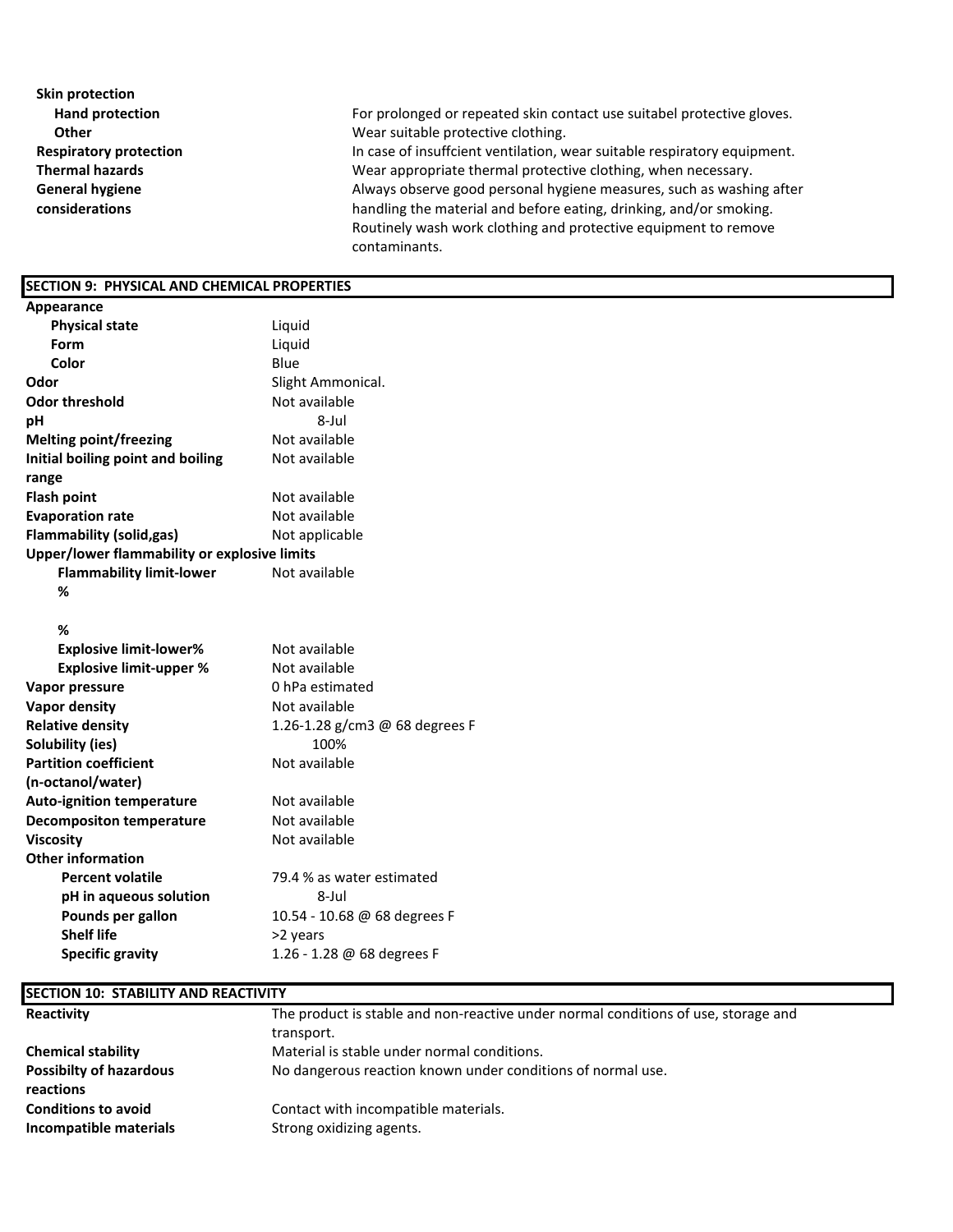| | |
|---|---|
| **Skin protection** | |
| **Hand protection** | For prolonged or repeated skin contact use suitabel protective gloves. |
| **Other** | Wear suitable protective clothing. |
| **Respiratory protection** | In case of insuffcient ventilation, wear suitable respiratory equipment. |
| **Thermal hazards** | Wear appropriate thermal protective clothing, when necessary. |
| **General hygiene considerations** | Always observe good personal hygiene measures, such as washing after handling the material and before eating, drinking, and/or smoking. Routinely wash work clothing and protective equipment to remove contaminants. |

## SECTION 9: PHYSICAL AND CHEMICAL PROPERTIES

| | |
|---|---|
| **Appearance** | |
| **Physical state** | Liquid |
| **Form** | Liquid |
| **Color** | Blue |
| **Odor** | Slight Ammonical. |
| **Odor threshold** | Not available |
| **pH** | 8-Jul |
| **Melting point/freezing** | Not available |
| **Initial boiling point and boiling range** | Not available |
| **Flash point** | Not available |
| **Evaporation rate** | Not available |
| **Flammability (solid,gas)** | Not applicable |
| **Upper/lower flammability or explosive limits** | |
| **Flammability limit-lower %** | Not available |
| **%** | |
| **Explosive limit-lower%** | Not available |
| **Explosive limit-upper %** | Not available |
| **Vapor pressure** | 0 hPa estimated |
| **Vapor density** | Not available |
| **Relative density** | 1.26-1.28 g/cm3 @ 68 degrees F |
| **Solubility (ies)** | 100% |
| **Partition coefficient (n-octanol/water)** | Not available |
| **Auto-ignition temperature** | Not available |
| **Decompositon temperature** | Not available |
| **Viscosity** | Not available |
| **Other information** | |
| **Percent volatile** | 79.4 % as water estimated |
| **pH in aqueous solution** | 8-Jul |
| **Pounds per gallon** | 10.54 - 10.68 @ 68 degrees F |
| **Shelf life** | >2 years |
| **Specific gravity** | 1.26 - 1.28 @ 68 degrees F |

## SECTION 10: STABILITY AND REACTIVITY

| | |
|---|---|
| **Reactivity** | The product is stable and non-reactive under normal conditions of use, storage and transport. |
| **Chemical stability** | Material is stable under normal conditions. |
| **Possibilty of hazardous reactions** | No dangerous reaction known under conditions of normal use. |
| **Conditions to avoid** | Contact with incompatible materials. |
| **Incompatible materials** | Strong oxidizing agents. |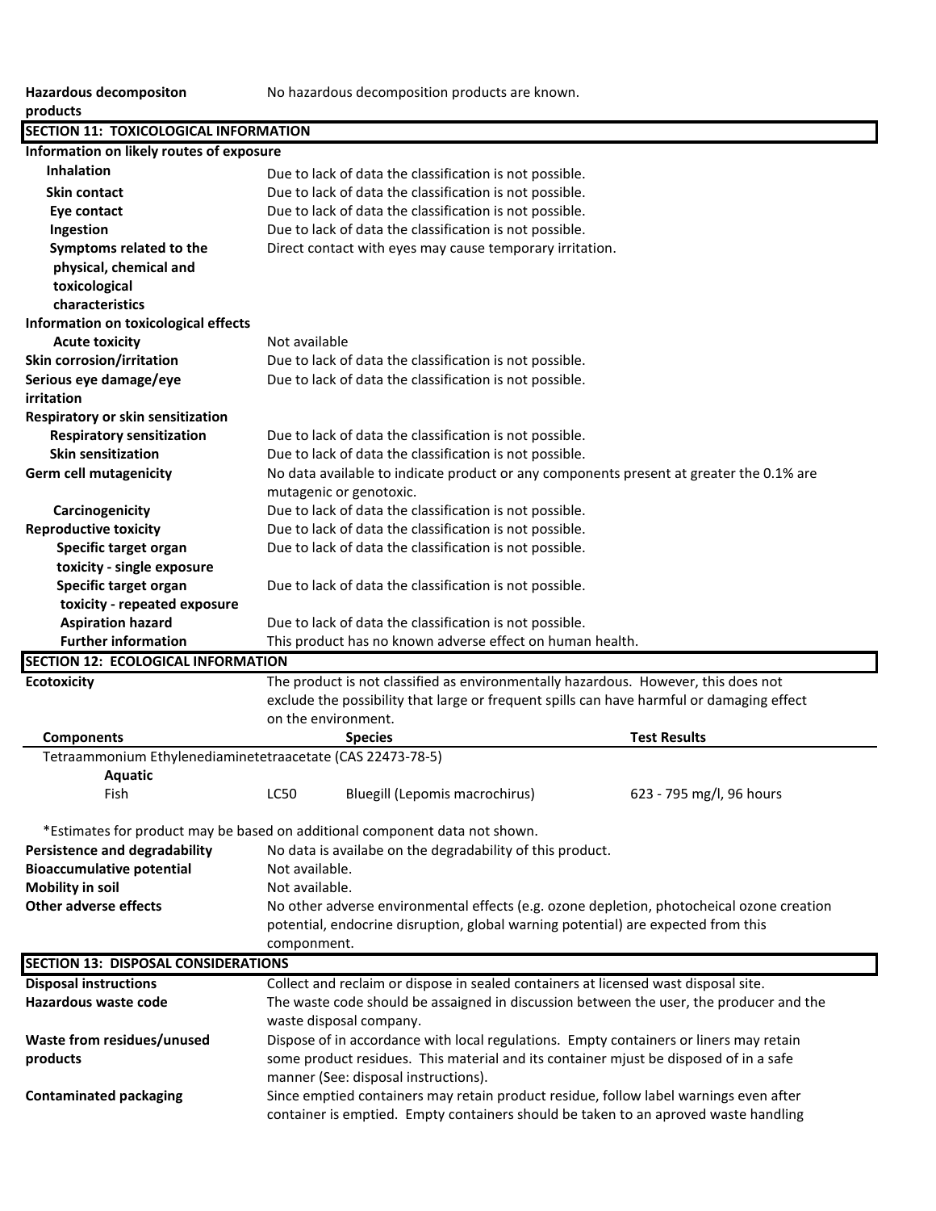**Hazardous decompositon products** No hazardous decomposition products are known.

## SECTION 11: TOXICOLOGICAL INFORMATION

**Information on likely routes of exposure**

| | |
|---|---|
| **Inhalation** | Due to lack of data the classification is not possible. |
| **Skin contact** | Due to lack of data the classification is not possible. |
| **Eye contact** | Due to lack of data the classification is not possible. |
| **Ingestion** | Due to lack of data the classification is not possible. |
| **Symptoms related to the physical, chemical and toxicological characteristics** | Direct contact with eyes may cause temporary irritation. |

**Information on toxicological effects**

| | |
|---|---|
| **Acute toxicity** | Not available |
| **Skin corrosion/irritation** | Due to lack of data the classification is not possible. |
| **Serious eye damage/eye irritation** | Due to lack of data the classification is not possible. |
| **Respiratory or skin sensitization** | |
| **Respiratory sensitization** | Due to lack of data the classification is not possible. |
| **Skin sensitization** | Due to lack of data the classification is not possible. |
| **Germ cell mutagenicity** | No data available to indicate product or any components present at greater the 0.1% are mutagenic or genotoxic. |
| **Carcinogenicity** | Due to lack of data the classification is not possible. |
| **Reproductive toxicity** | Due to lack of data the classification is not possible. |
| **Specific target organ toxicity - single exposure** | Due to lack of data the classification is not possible. |
| **Specific target organ toxicity - repeated exposure** | Due to lack of data the classification is not possible. |
| **Aspiration hazard** | Due to lack of data the classification is not possible. |
| **Further information** | This product has no known adverse effect on human health. |

## SECTION 12: ECOLOGICAL INFORMATION

**Ecotoxicity** The product is not classified as environmentally hazardous. However, this does not exclude the possibility that large or frequent spills can have harmful or damaging effect on the environment.

| Components | | Species | Test Results |
|---|---|---|---|
| Tetraammonium Ethylenediaminetetraacetate (CAS 22473-78-5) | | | |
| **Aquatic** | | | |
| Fish | LC50 | Bluegill (Lepomis macrochirus) | 623 - 795 mg/l, 96 hours |

*Estimates for product may be based on additional component data not shown.

| | |
|---|---|
| **Persistence and degradability** | No data is availabe on the degradability of this product. |
| **Bioaccumulative potential** | Not available. |
| **Mobility in soil** | Not available. |
| **Other adverse effects** | No other adverse environmental effects (e.g. ozone depletion, photocheical ozone creation potential, endocrine disruption, global warning potential) are expected from this componment. |

## SECTION 13: DISPOSAL CONSIDERATIONS

| | |
|---|---|
| **Disposal instructions** | Collect and reclaim or dispose in sealed containers at licensed wast disposal site. |
| **Hazardous waste code** | The waste code should be assaigned in discussion between the user, the producer and the waste disposal company. |
| **Waste from residues/unused products** | Dispose of in accordance with local regulations. Empty containers or liners may retain some product residues. This material and its container mjust be disposed of in a safe manner (See: disposal instructions). |
| **Contaminated packaging** | Since emptied containers may retain product residue, follow label warnings even after container is emptied. Empty containers should be taken to an aproved waste handling |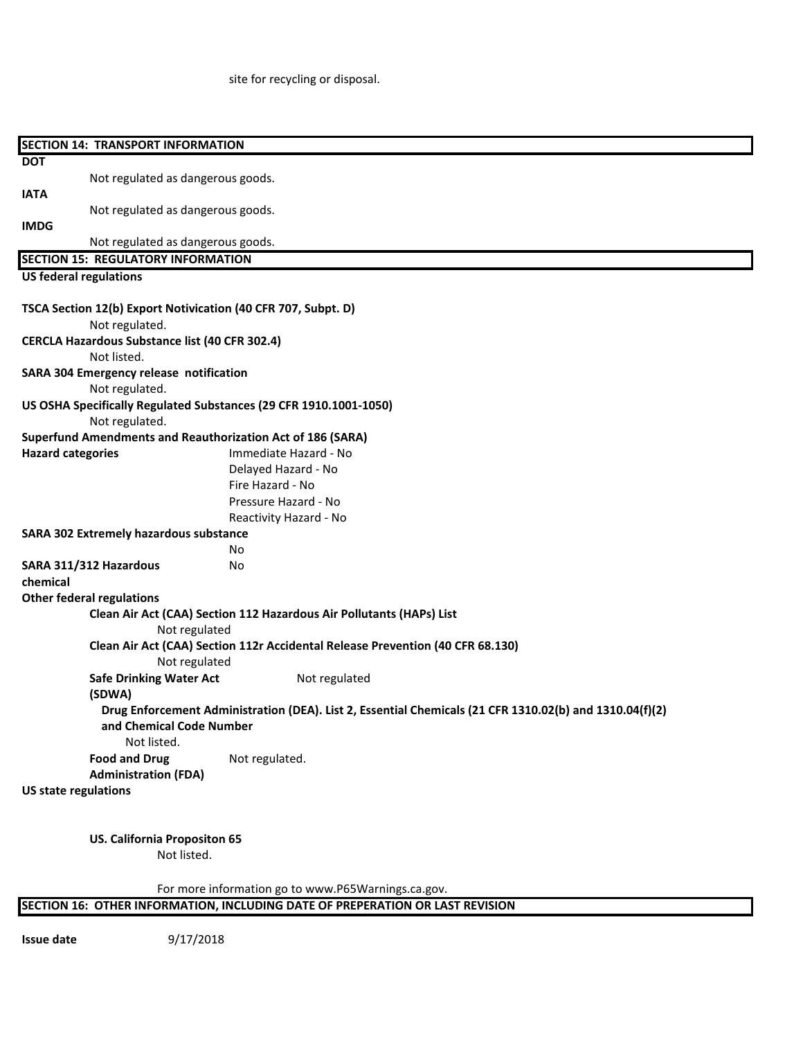site for recycling or disposal.

## SECTION 14: TRANSPORT INFORMATION

**DOT**

Not regulated as dangerous goods.

**IATA**

Not regulated as dangerous goods.

**IMDG**

Not regulated as dangerous goods.

## SECTION 15: REGULATORY INFORMATION

**US federal regulations**

**TSCA Section 12(b) Export Notivication (40 CFR 707, Subpt. D)**

Not regulated.

**CERCLA Hazardous Substance list (40 CFR 302.4)**

Not listed.

**SARA 304 Emergency release notification**

Not regulated.

**US OSHA Specifically Regulated Substances (29 CFR 1910.1001-1050)**

Not regulated.

**Superfund Amendments and Reauthorization Act of 186 (SARA)**

**Hazard categories**

Immediate Hazard - No
Delayed Hazard - No
Fire Hazard - No
Pressure Hazard - No
Reactivity Hazard - No

**SARA 302 Extremely hazardous substance**

No

**SARA 311/312 Hazardous chemical**

No

**Other federal regulations**

**Clean Air Act (CAA) Section 112 Hazardous Air Pollutants (HAPs) List**

Not regulated

**Clean Air Act (CAA) Section 112r Accidental Release Prevention (40 CFR 68.130)**

Not regulated

**Safe Drinking Water Act (SDWA)**

Not regulated

**Drug Enforcement Administration (DEA). List 2, Essential Chemicals (21 CFR 1310.02(b) and 1310.04(f)(2) and Chemical Code Number**

Not listed.

**Food and Drug Administration (FDA)**

Not regulated.

**US state regulations**

**US. California Propositon 65**

Not listed.

For more information go to www.P65Warnings.ca.gov.

## SECTION 16: OTHER INFORMATION, INCLUDING DATE OF PREPERATION OR LAST REVISION

**Issue date** 9/17/2018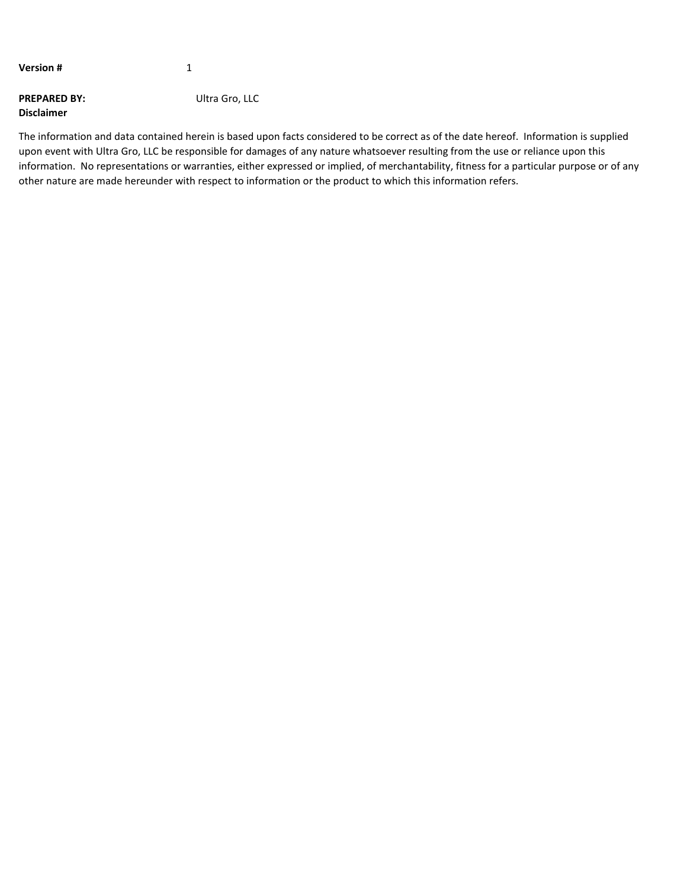**Version #** 1

**PREPARED BY:** Ultra Gro, LLC

**Disclaimer**

The information and data contained herein is based upon facts considered to be correct as of the date hereof. Information is supplied upon event with Ultra Gro, LLC be responsible for damages of any nature whatsoever resulting from the use or reliance upon this information. No representations or warranties, either expressed or implied, of merchantability, fitness for a particular purpose or of any other nature are made hereunder with respect to information or the product to which this information refers.